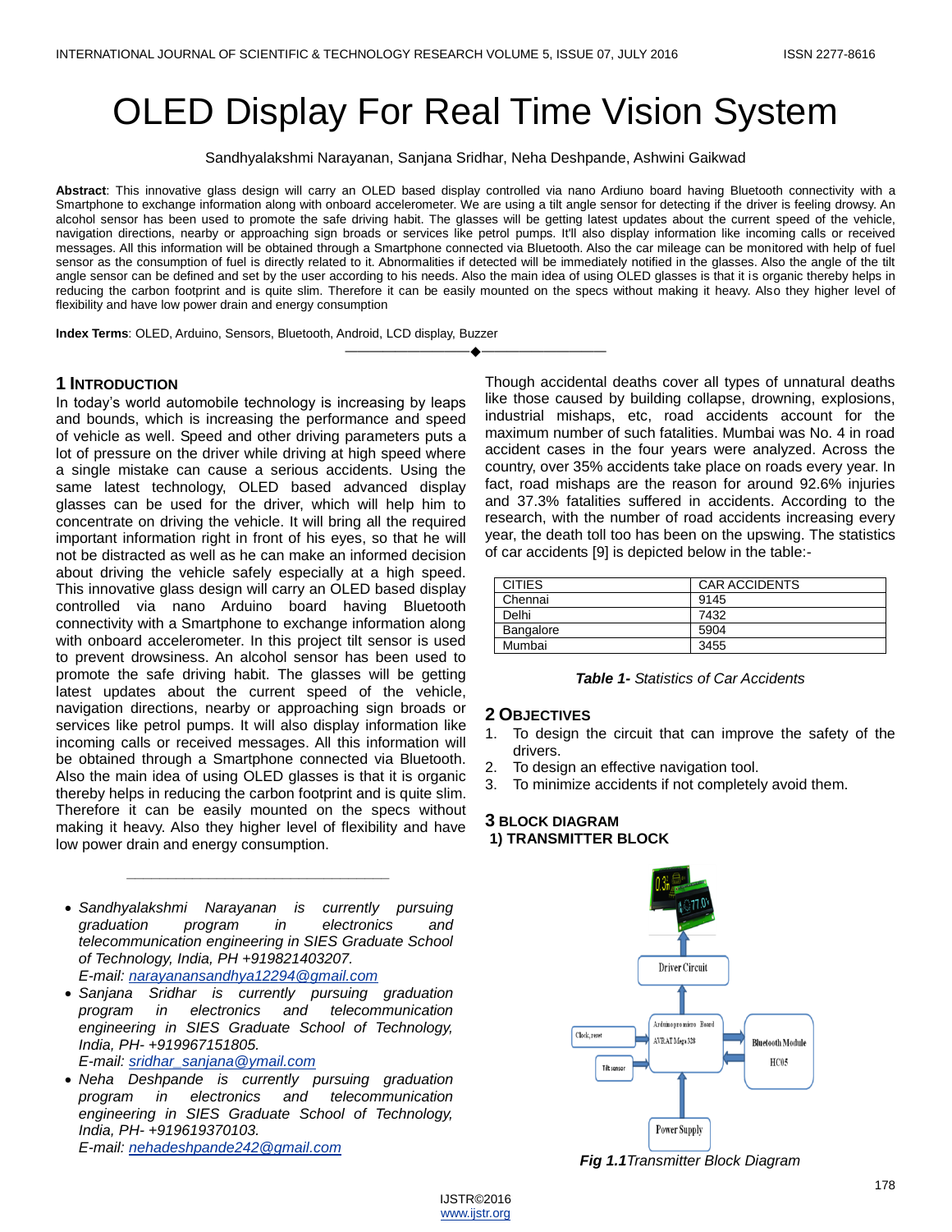# OLED Display For Real Time Vision System

Sandhyalakshmi Narayanan, Sanjana Sridhar, Neha Deshpande, Ashwini Gaikwad

**Abstract**: This innovative glass design will carry an OLED based display controlled via nano Ardiuno board having Bluetooth connectivity with a Smartphone to exchange information along with onboard accelerometer. We are using a tilt angle sensor for detecting if the driver is feeling drowsy. An alcohol sensor has been used to promote the safe driving habit. The glasses will be getting latest updates about the current speed of the vehicle, navigation directions, nearby or approaching sign broads or services like petrol pumps. It'll also display information like incoming calls or received messages. All this information will be obtained through a Smartphone connected via Bluetooth. Also the car mileage can be monitored with help of fuel sensor as the consumption of fuel is directly related to it. Abnormalities if detected will be immediately notified in the glasses. Also the angle of the tilt angle sensor can be defined and set by the user according to his needs. Also the main idea of using OLED glasses is that it is organic thereby helps in reducing the carbon footprint and is quite slim. Therefore it can be easily mounted on the specs without making it heavy. Also they higher level of flexibility and have low power drain and energy consumption

**Index Terms**: OLED, Arduino, Sensors, Bluetooth, Android, LCD display, Buzzer

---

## 1 INTRODUCTION

In today's world automobile technology is increasing by leaps and bounds, which is increasing the performance and speed of vehicle as well. Speed and other driving parameters puts a lot of pressure on the driver while driving at high speed where a single mistake can cause a serious accidents. Using the same latest technology, OLED based advanced display glasses can be used for the driver, which will help him to concentrate on driving the vehicle. It will bring all the required important information right in front of his eyes, so that he will not be distracted as well as he can make an informed decision about driving the vehicle safely especially at a high speed. This innovative glass design will carry an OLED based display controlled via nano Arduino board having Bluetooth connectivity with a Smartphone to exchange information along with onboard accelerometer. In this project tilt sensor is used to prevent drowsiness. An alcohol sensor has been used to promote the safe driving habit. The glasses will be getting latest updates about the current speed of the vehicle, navigation directions, nearby or approaching sign broads or services like petrol pumps. It will also display information like incoming calls or received messages. All this information will be obtained through a Smartphone connected via Bluetooth. Also the main idea of using OLED glasses is that it is organic thereby helps in reducing the carbon footprint and is quite slim. Therefore it can be easily mounted on the specs without making it heavy. Also they higher level of flexibility and have low power drain and energy consumption.

---

- *Sandhyalakshmi Narayanan is currently pursuing graduation program in electronics and telecommunication engineering in SIES Graduate School of Technology, India, PH +919821403207.*
  *E-mail: narayanansandhya12294@gmail.com*
- *Sanjana Sridhar is currently pursuing graduation program in electronics and telecommunication engineering in SIES Graduate School of Technology, India, PH- +919967151805.*
  *E-mail: sridhar_sanjana@ymail.com*
- *Neha Deshpande is currently pursuing graduation program in electronics and telecommunication engineering in SIES Graduate School of Technology, India, PH- +919619370103.*
  *E-mail: nehadeshpande242@gmail.com*

Though accidental deaths cover all types of unnatural deaths like those caused by building collapse, drowning, explosions, industrial mishaps, etc, road accidents account for the maximum number of such fatalities. Mumbai was No. 4 in road accident cases in the four years were analyzed. Across the country, over 35% accidents take place on roads every year. In fact, road mishaps are the reason for around 92.6% injuries and 37.3% fatalities suffered in accidents. According to the research, with the number of road accidents increasing every year, the death toll too has been on the upswing. The statistics of car accidents [9] is depicted below in the table:-

| CITIES | CAR ACCIDENTS |
|---|---|
| Chennai | 9145 |
| Delhi | 7432 |
| Bangalore | 5904 |
| Mumbai | 3455 |

***Table 1-*** *Statistics of Car Accidents*

## 2 OBJECTIVES

1. To design the circuit that can improve the safety of the drivers.
2. To design an effective navigation tool.
3. To minimize accidents if not completely avoid them.

## 3 BLOCK DIAGRAM

### 1) TRANSMITTER BLOCK

***Fig 1.1****Transmitter Block Diagram*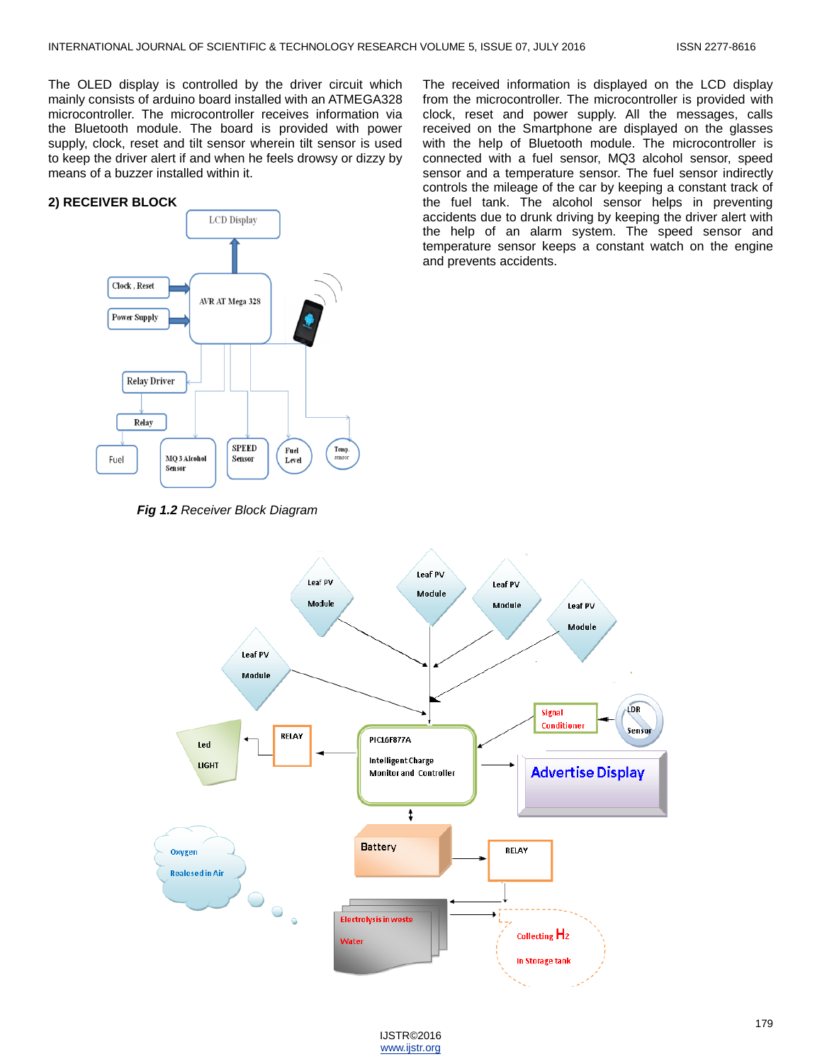The OLED display is controlled by the driver circuit which mainly consists of arduino board installed with an ATMEGA328 microcontroller. The microcontroller receives information via the Bluetooth module. The board is provided with power supply, clock, reset and tilt sensor wherein tilt sensor is used to keep the driver alert if and when he feels drowsy or dizzy by means of a buzzer installed within it.

### 2) RECEIVER BLOCK

***Fig 1.2** Receiver Block Diagram*

The received information is displayed on the LCD display from the microcontroller. The microcontroller is provided with clock, reset and power supply. All the messages, calls received on the Smartphone are displayed on the glasses with the help of Bluetooth module. The microcontroller is connected with a fuel sensor, MQ3 alcohol sensor, speed sensor and a temperature sensor. The fuel sensor indirectly controls the mileage of the car by keeping a constant track of the fuel tank. The alcohol sensor helps in preventing accidents due to drunk driving by keeping the driver alert with the help of an alarm system. The speed sensor and temperature sensor keeps a constant watch on the engine and prevents accidents.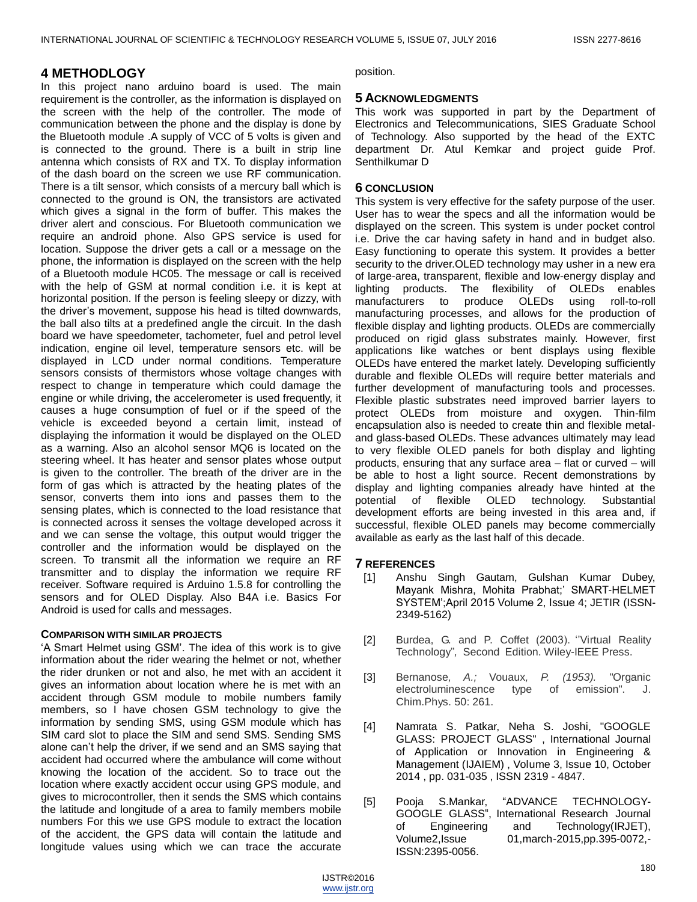## 4 METHODOLOGY

In this project nano arduino board is used. The main requirement is the controller, as the information is displayed on the screen with the help of the controller. The mode of communication between the phone and the display is done by the Bluetooth module .A supply of VCC of 5 volts is given and is connected to the ground. There is a built in strip line antenna which consists of RX and TX. To display information of the dash board on the screen we use RF communication. There is a tilt sensor, which consists of a mercury ball which is connected to the ground is ON, the transistors are activated which gives a signal in the form of buffer. This makes the driver alert and conscious. For Bluetooth communication we require an android phone. Also GPS service is used for location. Suppose the driver gets a call or a message on the phone, the information is displayed on the screen with the help of a Bluetooth module HC05. The message or call is received with the help of GSM at normal condition i.e. it is kept at horizontal position. If the person is feeling sleepy or dizzy, with the driver's movement, suppose his head is tilted downwards, the ball also tilts at a predefined angle the circuit. In the dash board we have speedometer, tachometer, fuel and petrol level indication, engine oil level, temperature sensors etc. will be displayed in LCD under normal conditions. Temperature sensors consists of thermistors whose voltage changes with respect to change in temperature which could damage the engine or while driving, the accelerometer is used frequently, it causes a huge consumption of fuel or if the speed of the vehicle is exceeded beyond a certain limit, instead of displaying the information it would be displayed on the OLED as a warning. Also an alcohol sensor MQ6 is located on the steering wheel. It has heater and sensor plates whose output is given to the controller. The breath of the driver are in the form of gas which is attracted by the heating plates of the sensor, converts them into ions and passes them to the sensing plates, which is connected to the load resistance that is connected across it senses the voltage developed across it and we can sense the voltage, this output would trigger the controller and the information would be displayed on the screen. To transmit all the information we require an RF transmitter and to display the information we require RF receiver. Software required is Arduino 1.5.8 for controlling the sensors and for OLED Display. Also B4A i.e. Basics For Android is used for calls and messages.

#### COMPARISON WITH SIMILAR PROJECTS

'A Smart Helmet using GSM'. The idea of this work is to give information about the rider wearing the helmet or not, whether the rider drunken or not and also, he met with an accident it gives an information about location where he is met with an accident through GSM module to mobile numbers family members, so I have chosen GSM technology to give the information by sending SMS, using GSM module which has SIM card slot to place the SIM and send SMS. Sending SMS alone can't help the driver, if we send and an SMS saying that accident had occurred where the ambulance will come without knowing the location of the accident. So to trace out the location where exactly accident occur using GPS module, and gives to microcontroller, then it sends the SMS which contains the latitude and longitude of a area to family members mobile numbers For this we use GPS module to extract the location of the accident, the GPS data will contain the latitude and longitude values using which we can trace the accurate position.

## 5 ACKNOWLEDGMENTS

This work was supported in part by the Department of Electronics and Telecommunications, SIES Graduate School of Technology. Also supported by the head of the EXTC department Dr. Atul Kemkar and project guide Prof. Senthilkumar D

## 6 CONCLUSION

This system is very effective for the safety purpose of the user. User has to wear the specs and all the information would be displayed on the screen. This system is under pocket control i.e. Drive the car having safety in hand and in budget also. Easy functioning to operate this system. It provides a better security to the driver.OLED technology may usher in a new era of large-area, transparent, flexible and low-energy display and lighting products. The flexibility of OLEDs enables manufacturers to produce OLEDs using roll-to-roll manufacturing processes, and allows for the production of flexible display and lighting products. OLEDs are commercially produced on rigid glass substrates mainly. However, first applications like watches or bent displays using flexible OLEDs have entered the market lately. Developing sufficiently durable and flexible OLEDs will require better materials and further development of manufacturing tools and processes. Flexible plastic substrates need improved barrier layers to protect OLEDs from moisture and oxygen. Thin-film encapsulation also is needed to create thin and flexible metal- and glass-based OLEDs. These advances ultimately may lead to very flexible OLED panels for both display and lighting products, ensuring that any surface area – flat or curved – will be able to host a light source. Recent demonstrations by display and lighting companies already have hinted at the potential of flexible OLED technology. Substantial development efforts are being invested in this area and, if successful, flexible OLED panels may become commercially available as early as the last half of this decade.

## 7 REFERENCES

[1] Anshu Singh Gautam, Gulshan Kumar Dubey, Mayank Mishra, Mohita Prabhat;' SMART-HELMET SYSTEM';April 2015 Volume 2, Issue 4; JETIR (ISSN-2349-5162)

[2] Burdea, G. and P. Coffet (2003). ''Virtual Reality Technology'', Second Edition. Wiley-IEEE Press.

[3] Bernanose, *A.;* Vouaux, *P. (1953).* "Organic electroluminescence type of emission". J. Chim.Phys. 50: 261.

[4] Namrata S. Patkar, Neha S. Joshi, "GOOGLE GLASS: PROJECT GLASS" , International Journal of Application or Innovation in Engineering & Management (IJAIEM) , Volume 3, Issue 10, October 2014 , pp. 031-035 , ISSN 2319 - 4847.

[5] Pooja S.Mankar, "ADVANCE TECHNOLOGY-GOOGLE GLASS", International Research Journal of Engineering and Technology(IRJET), Volume2,Issue 01,march-2015,pp.395-0072,-ISSN:2395-0056.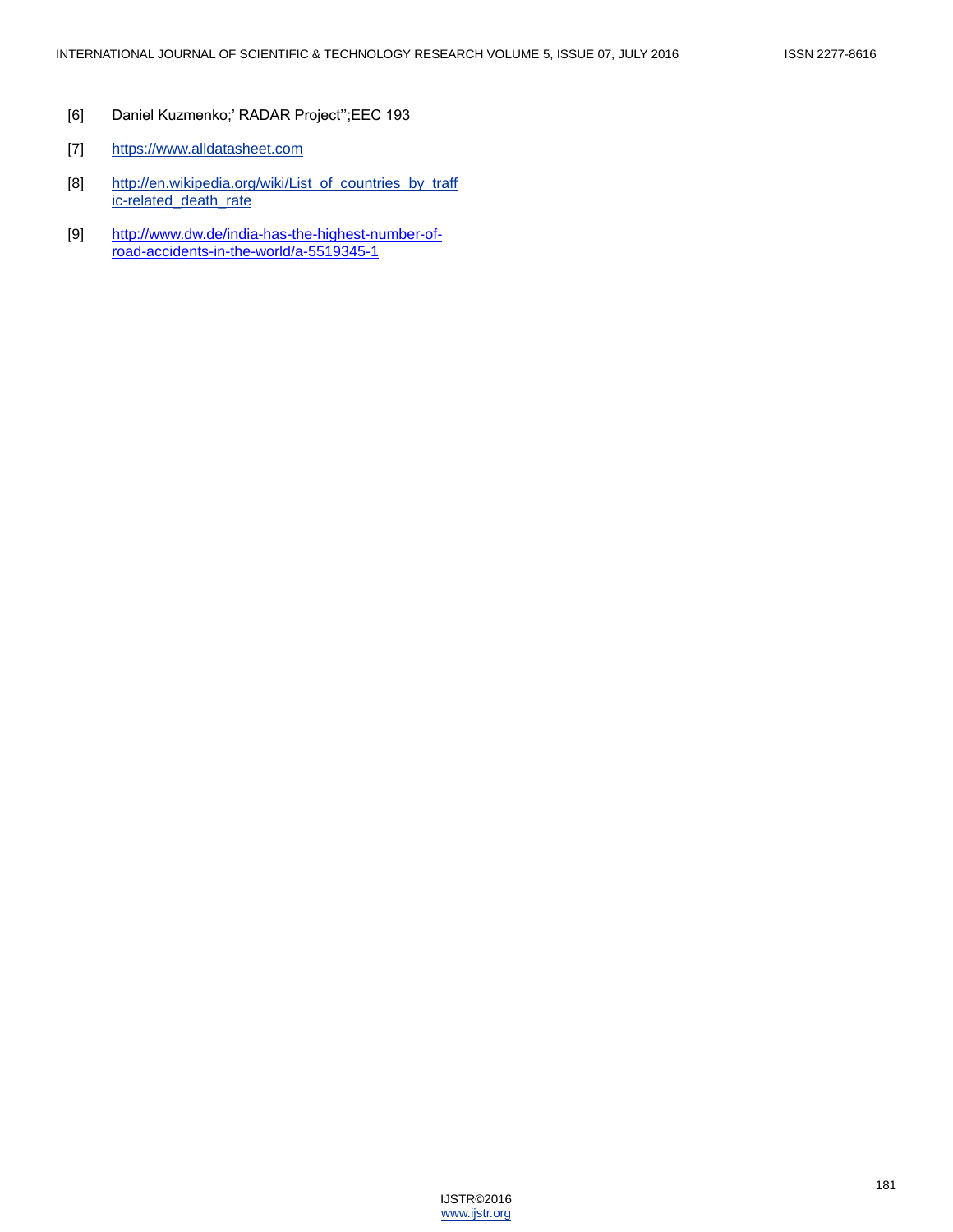[6] Daniel Kuzmenko;' RADAR Project'';EEC 193

[7] https://www.alldatasheet.com

[8] http://en.wikipedia.org/wiki/List_of_countries_by_traffic-related_death_rate

[9] http://www.dw.de/india-has-the-highest-number-of-road-accidents-in-the-world/a-5519345-1